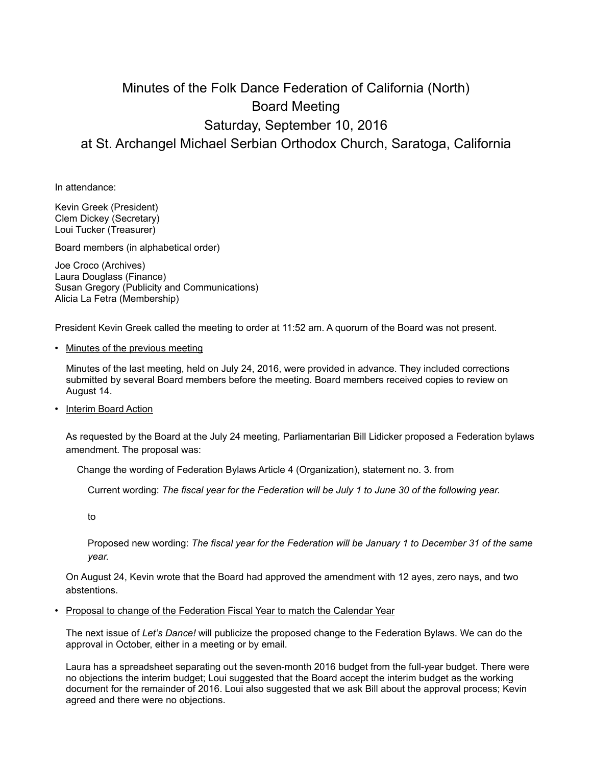# Minutes of the Folk Dance Federation of California (North) Board Meeting

## Saturday, September 10, 2016

## at St. Archangel Michael Serbian Orthodox Church, Saratoga, California

In attendance:

Kevin Greek (President)
Clem Dickey (Secretary)
Loui Tucker (Treasurer)

Board members (in alphabetical order)

Joe Croco (Archives)
Laura Douglass (Finance)
Susan Gregory (Publicity and Communications)
Alicia La Fetra (Membership)

President Kevin Greek called the meeting to order at 11:52 am. A quorum of the Board was not present.

- Minutes of the previous meeting

  Minutes of the last meeting, held on July 24, 2016, were provided in advance. They included corrections submitted by several Board members before the meeting. Board members received copies to review on August 14.

- Interim Board Action

  As requested by the Board at the July 24 meeting, Parliamentarian Bill Lidicker proposed a Federation bylaws amendment. The proposal was:

  Change the wording of Federation Bylaws Article 4 (Organization), statement no. 3. from

  Current wording: *The fiscal year for the Federation will be July 1 to June 30 of the following year.*

  to

  Proposed new wording: *The fiscal year for the Federation will be January 1 to December 31 of the same year.*

  On August 24, Kevin wrote that the Board had approved the amendment with 12 ayes, zero nays, and two abstentions.

- Proposal to change of the Federation Fiscal Year to match the Calendar Year

  The next issue of *Let's Dance!* will publicize the proposed change to the Federation Bylaws. We can do the approval in October, either in a meeting or by email.

  Laura has a spreadsheet separating out the seven-month 2016 budget from the full-year budget. There were no objections the interim budget; Loui suggested that the Board accept the interim budget as the working document for the remainder of 2016. Loui also suggested that we ask Bill about the approval process; Kevin agreed and there were no objections.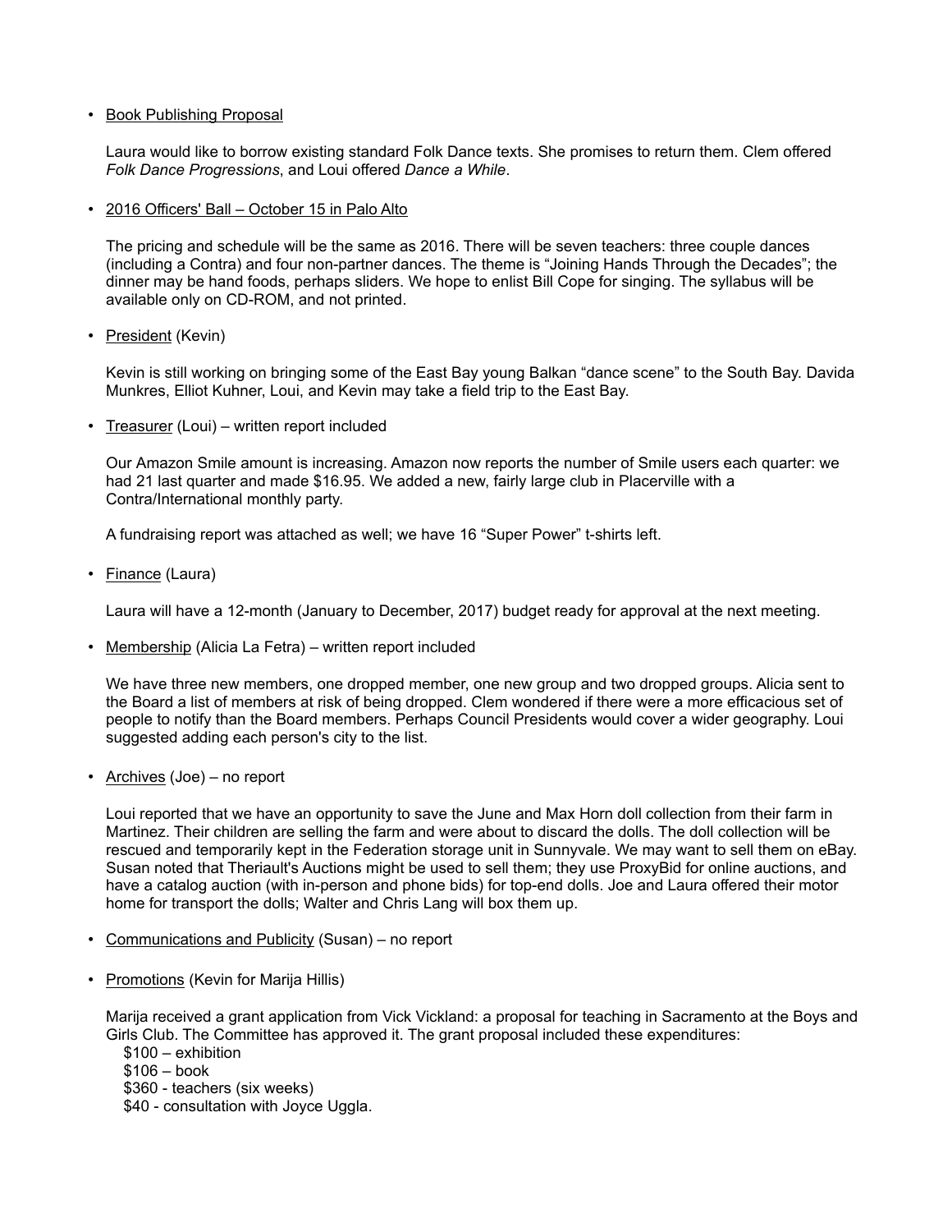- Book Publishing Proposal

  Laura would like to borrow existing standard Folk Dance texts. She promises to return them. Clem offered *Folk Dance Progressions*, and Loui offered *Dance a While*.

- 2016 Officers' Ball – October 15 in Palo Alto

  The pricing and schedule will be the same as 2016. There will be seven teachers: three couple dances (including a Contra) and four non-partner dances. The theme is "Joining Hands Through the Decades"; the dinner may be hand foods, perhaps sliders. We hope to enlist Bill Cope for singing. The syllabus will be available only on CD-ROM, and not printed.

- President (Kevin)

  Kevin is still working on bringing some of the East Bay young Balkan "dance scene" to the South Bay. Davida Munkres, Elliot Kuhner, Loui, and Kevin may take a field trip to the East Bay.

- Treasurer (Loui) – written report included

  Our Amazon Smile amount is increasing. Amazon now reports the number of Smile users each quarter: we had 21 last quarter and made $16.95. We added a new, fairly large club in Placerville with a Contra/International monthly party.

  A fundraising report was attached as well; we have 16 "Super Power" t-shirts left.

- Finance (Laura)

  Laura will have a 12-month (January to December, 2017) budget ready for approval at the next meeting.

- Membership (Alicia La Fetra) – written report included

  We have three new members, one dropped member, one new group and two dropped groups. Alicia sent to the Board a list of members at risk of being dropped. Clem wondered if there were a more efficacious set of people to notify than the Board members. Perhaps Council Presidents would cover a wider geography. Loui suggested adding each person's city to the list.

- Archives (Joe) – no report

  Loui reported that we have an opportunity to save the June and Max Horn doll collection from their farm in Martinez. Their children are selling the farm and were about to discard the dolls. The doll collection will be rescued and temporarily kept in the Federation storage unit in Sunnyvale. We may want to sell them on eBay. Susan noted that Theriault's Auctions might be used to sell them; they use ProxyBid for online auctions, and have a catalog auction (with in-person and phone bids) for top-end dolls. Joe and Laura offered their motor home for transport the dolls; Walter and Chris Lang will box them up.

- Communications and Publicity (Susan) – no report

- Promotions (Kevin for Marija Hillis)

  Marija received a grant application from Vick Vickland: a proposal for teaching in Sacramento at the Boys and Girls Club. The Committee has approved it. The grant proposal included these expenditures:
  $100 – exhibition
  $106 – book
  $360 - teachers (six weeks)
  $40 - consultation with Joyce Uggla.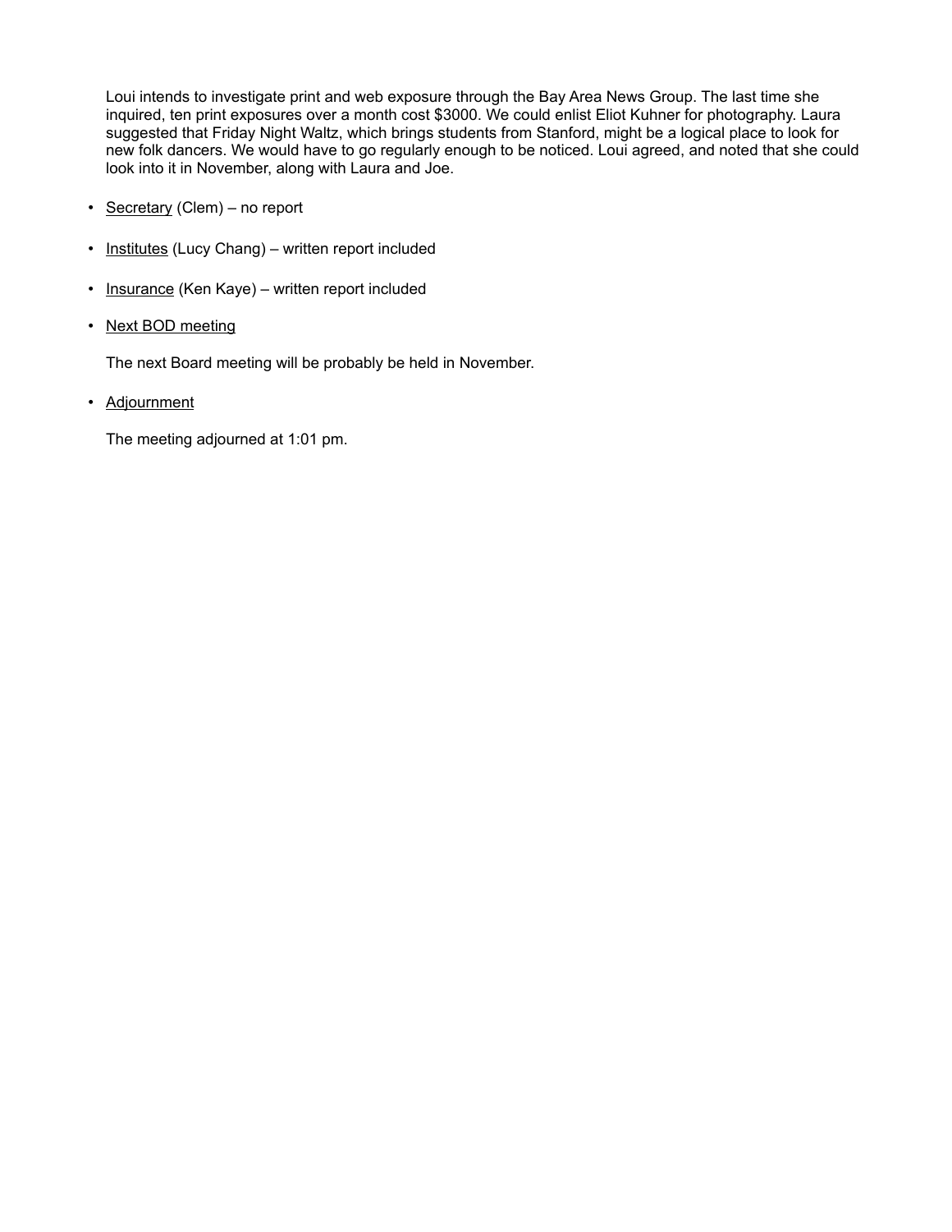Loui intends to investigate print and web exposure through the Bay Area News Group. The last time she inquired, ten print exposures over a month cost $3000. We could enlist Eliot Kuhner for photography. Laura suggested that Friday Night Waltz, which brings students from Stanford, might be a logical place to look for new folk dancers. We would have to go regularly enough to be noticed. Loui agreed, and noted that she could look into it in November, along with Laura and Joe.

- Secretary (Clem) – no report

- Institutes (Lucy Chang) – written report included

- Insurance (Ken Kaye) – written report included

- Next BOD meeting

  The next Board meeting will be probably be held in November.

- Adjournment

  The meeting adjourned at 1:01 pm.